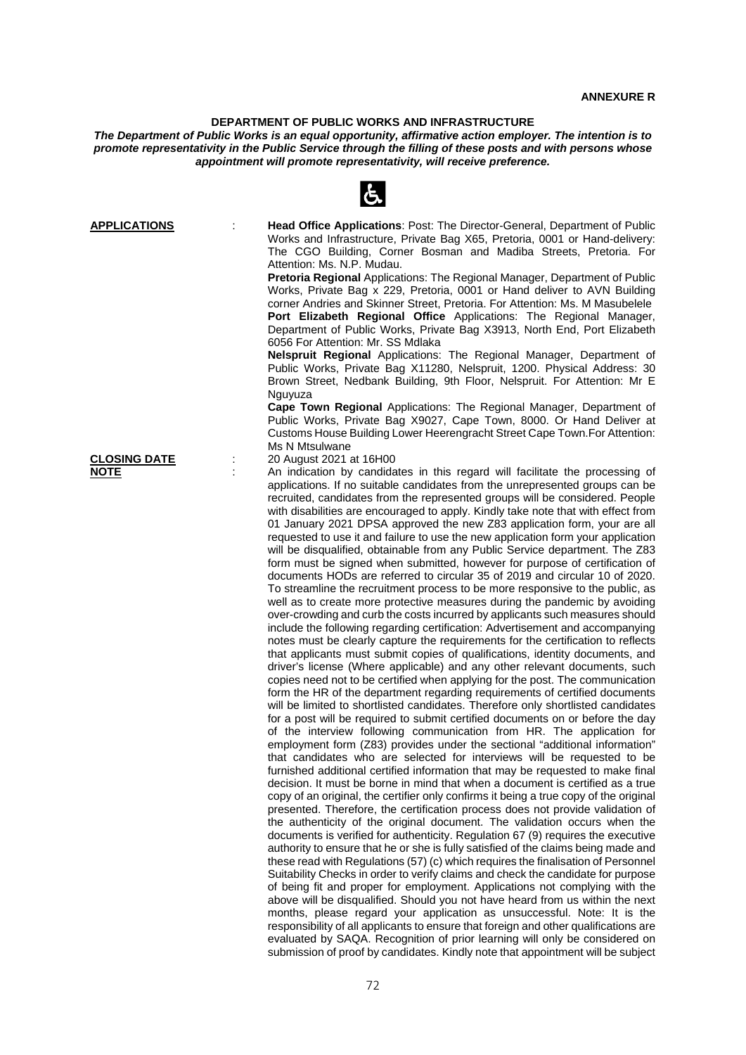**ANNEXURE R**

## DEPARTMENT OF PUBLIC WORKS AND INFRASTRUCTURE

***The Department of Public Works is an equal opportunity, affirmative action employer. The intention is to promote representativity in the Public Service through the filling of these posts and with persons whose appointment will promote representativity, will receive preference.***

**APPLICATIONS** : **Head Office Applications**: Post: The Director-General, Department of Public Works and Infrastructure, Private Bag X65, Pretoria, 0001 or Hand-delivery: The CGO Building, Corner Bosman and Madiba Streets, Pretoria. For Attention: Ms. N.P. Mudau.

**Pretoria Regional** Applications: The Regional Manager, Department of Public Works, Private Bag x 229, Pretoria, 0001 or Hand deliver to AVN Building corner Andries and Skinner Street, Pretoria. For Attention: Ms. M Masubelele

**Port Elizabeth Regional Office** Applications: The Regional Manager, Department of Public Works, Private Bag X3913, North End, Port Elizabeth 6056 For Attention: Mr. SS Mdlaka

**Nelspruit Regional** Applications: The Regional Manager, Department of Public Works, Private Bag X11280, Nelspruit, 1200. Physical Address: 30 Brown Street, Nedbank Building, 9th Floor, Nelspruit. For Attention: Mr E Nguyuza

**Cape Town Regional** Applications: The Regional Manager, Department of Public Works, Private Bag X9027, Cape Town, 8000. Or Hand Deliver at Customs House Building Lower Heerengracht Street Cape Town.For Attention: Ms N Mtsulwane

**CLOSING DATE** : 20 August 2021 at 16H00

**NOTE** : An indication by candidates in this regard will facilitate the processing of applications. If no suitable candidates from the unrepresented groups can be recruited, candidates from the represented groups will be considered. People with disabilities are encouraged to apply. Kindly take note that with effect from 01 January 2021 DPSA approved the new Z83 application form, your are all requested to use it and failure to use the new application form your application will be disqualified, obtainable from any Public Service department. The Z83 form must be signed when submitted, however for purpose of certification of documents HODs are referred to circular 35 of 2019 and circular 10 of 2020. To streamline the recruitment process to be more responsive to the public, as well as to create more protective measures during the pandemic by avoiding over-crowding and curb the costs incurred by applicants such measures should include the following regarding certification: Advertisement and accompanying notes must be clearly capture the requirements for the certification to reflects that applicants must submit copies of qualifications, identity documents, and driver's license (Where applicable) and any other relevant documents, such copies need not to be certified when applying for the post. The communication form the HR of the department regarding requirements of certified documents will be limited to shortlisted candidates. Therefore only shortlisted candidates for a post will be required to submit certified documents on or before the day of the interview following communication from HR. The application for employment form (Z83) provides under the sectional "additional information" that candidates who are selected for interviews will be requested to be furnished additional certified information that may be requested to make final decision. It must be borne in mind that when a document is certified as a true copy of an original, the certifier only confirms it being a true copy of the original presented. Therefore, the certification process does not provide validation of the authenticity of the original document. The validation occurs when the documents is verified for authenticity. Regulation 67 (9) requires the executive authority to ensure that he or she is fully satisfied of the claims being made and these read with Regulations (57) (c) which requires the finalisation of Personnel Suitability Checks in order to verify claims and check the candidate for purpose of being fit and proper for employment. Applications not complying with the above will be disqualified. Should you not have heard from us within the next months, please regard your application as unsuccessful. Note: It is the responsibility of all applicants to ensure that foreign and other qualifications are evaluated by SAQA. Recognition of prior learning will only be considered on submission of proof by candidates. Kindly note that appointment will be subject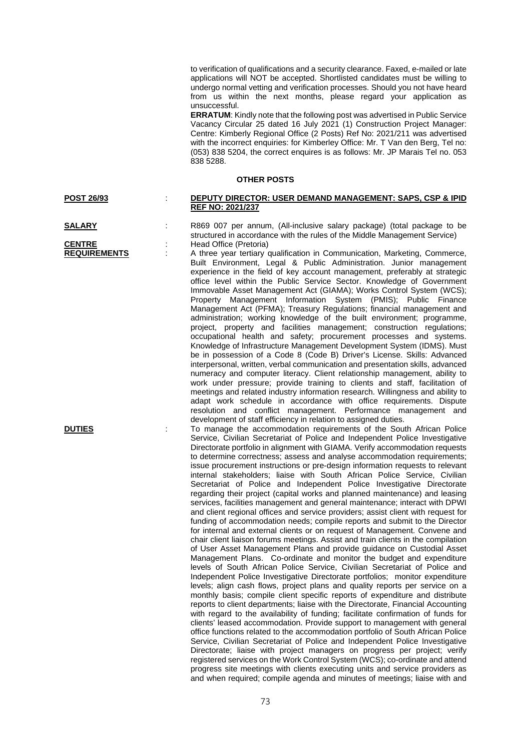to verification of qualifications and a security clearance. Faxed, e-mailed or late applications will NOT be accepted. Shortlisted candidates must be willing to undergo normal vetting and verification processes. Should you not have heard from us within the next months, please regard your application as unsuccessful.

**ERRATUM**: Kindly note that the following post was advertised in Public Service Vacancy Circular 25 dated 16 July 2021 (1) Construction Project Manager: Centre: Kimberly Regional Office (2 Posts) Ref No: 2021/211 was advertised with the incorrect enquiries: for Kimberley Office: Mr. T Van den Berg, Tel no: (053) 838 5204, the correct enquires is as follows: Mr. JP Marais Tel no. 053 838 5288.

## OTHER POSTS

**POST 26/93** : **DEPUTY DIRECTOR: USER DEMAND MANAGEMENT: SAPS, CSP & IPID REF NO: 2021/237**

**SALARY** : R869 007 per annum, (All-inclusive salary package) (total package to be structured in accordance with the rules of the Middle Management Service)

**CENTRE** : Head Office (Pretoria)

**REQUIREMENTS** : A three year tertiary qualification in Communication, Marketing, Commerce, Built Environment, Legal & Public Administration. Junior management experience in the field of key account management, preferably at strategic office level within the Public Service Sector. Knowledge of Government Immovable Asset Management Act (GIAMA); Works Control System (WCS); Property Management Information System (PMIS); Public Finance Management Act (PFMA); Treasury Regulations; financial management and administration; working knowledge of the built environment; programme, project, property and facilities management; construction regulations; occupational health and safety; procurement processes and systems. Knowledge of Infrastructure Management Development System (IDMS). Must be in possession of a Code 8 (Code B) Driver's License. Skills: Advanced interpersonal, written, verbal communication and presentation skills, advanced numeracy and computer literacy. Client relationship management, ability to work under pressure; provide training to clients and staff, facilitation of meetings and related industry information research. Willingness and ability to adapt work schedule in accordance with office requirements. Dispute resolution and conflict management. Performance management and development of staff efficiency in relation to assigned duties.

**DUTIES** : To manage the accommodation requirements of the South African Police Service, Civilian Secretariat of Police and Independent Police Investigative Directorate portfolio in alignment with GIAMA. Verify accommodation requests to determine correctness; assess and analyse accommodation requirements; issue procurement instructions or pre-design information requests to relevant internal stakeholders; liaise with South African Police Service, Civilian Secretariat of Police and Independent Police Investigative Directorate regarding their project (capital works and planned maintenance) and leasing services, facilities management and general maintenance; interact with DPWI and client regional offices and service providers; assist client with request for funding of accommodation needs; compile reports and submit to the Director for internal and external clients or on request of Management. Convene and chair client liaison forums meetings. Assist and train clients in the compilation of User Asset Management Plans and provide guidance on Custodial Asset Management Plans. Co-ordinate and monitor the budget and expenditure levels of South African Police Service, Civilian Secretariat of Police and Independent Police Investigative Directorate portfolios; monitor expenditure levels; align cash flows, project plans and quality reports per service on a monthly basis; compile client specific reports of expenditure and distribute reports to client departments; liaise with the Directorate, Financial Accounting with regard to the availability of funding; facilitate confirmation of funds for clients' leased accommodation. Provide support to management with general office functions related to the accommodation portfolio of South African Police Service, Civilian Secretariat of Police and Independent Police Investigative Directorate; liaise with project managers on progress per project; verify registered services on the Work Control System (WCS); co-ordinate and attend progress site meetings with clients executing units and service providers as and when required; compile agenda and minutes of meetings; liaise with and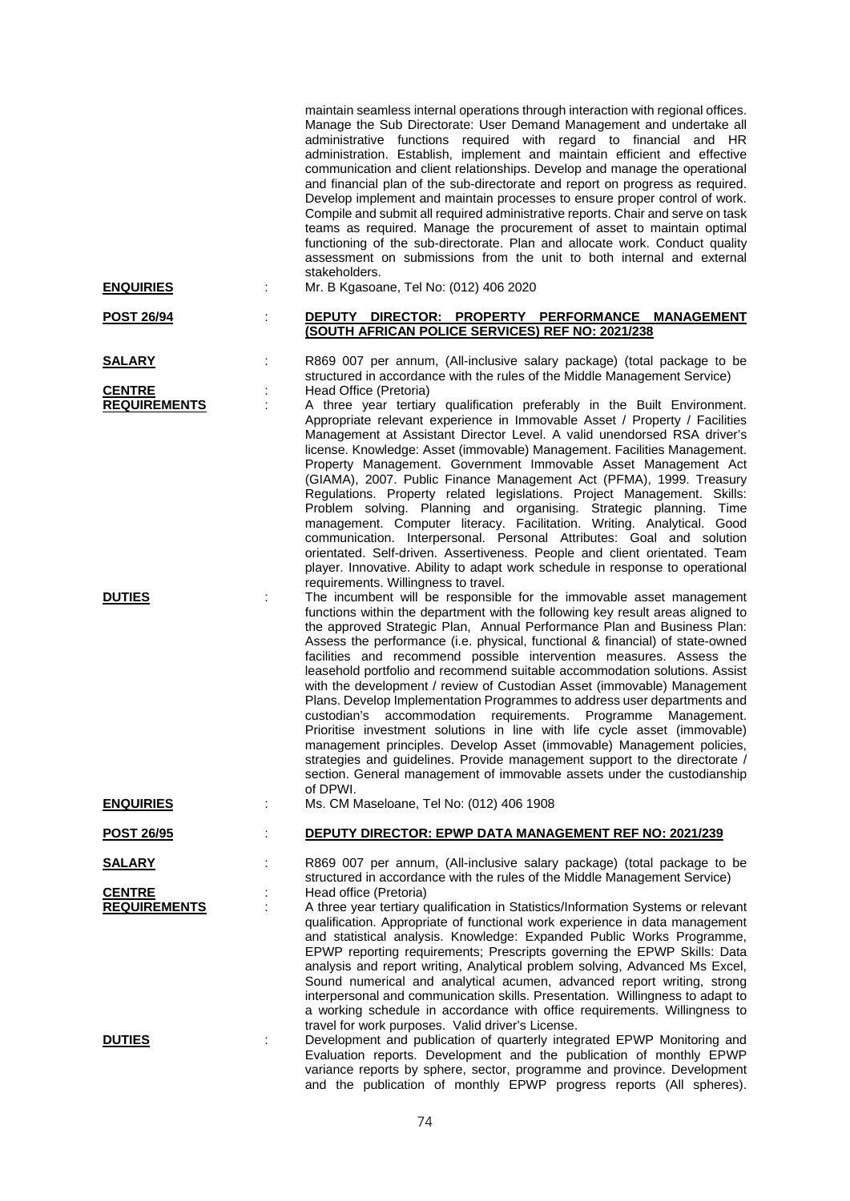maintain seamless internal operations through interaction with regional offices. Manage the Sub Directorate: User Demand Management and undertake all administrative functions required with regard to financial and HR administration. Establish, implement and maintain efficient and effective communication and client relationships. Develop and manage the operational and financial plan of the sub-directorate and report on progress as required. Develop implement and maintain processes to ensure proper control of work. Compile and submit all required administrative reports. Chair and serve on task teams as required. Manage the procurement of asset to maintain optimal functioning of the sub-directorate. Plan and allocate work. Conduct quality assessment on submissions from the unit to both internal and external stakeholders.

**ENQUIRIES** : Mr. B Kgasoane, Tel No: (012) 406 2020

**POST 26/94** : **DEPUTY DIRECTOR: PROPERTY PERFORMANCE MANAGEMENT (SOUTH AFRICAN POLICE SERVICES) REF NO: 2021/238**

**SALARY** : R869 007 per annum, (All-inclusive salary package) (total package to be structured in accordance with the rules of the Middle Management Service)

**CENTRE** : Head Office (Pretoria)

**REQUIREMENTS** : A three year tertiary qualification preferably in the Built Environment. Appropriate relevant experience in Immovable Asset / Property / Facilities Management at Assistant Director Level. A valid unendorsed RSA driver's license. Knowledge: Asset (immovable) Management. Facilities Management. Property Management. Government Immovable Asset Management Act (GIAMA), 2007. Public Finance Management Act (PFMA), 1999. Treasury Regulations. Property related legislations. Project Management. Skills: Problem solving. Planning and organising. Strategic planning. Time management. Computer literacy. Facilitation. Writing. Analytical. Good communication. Interpersonal. Personal Attributes: Goal and solution orientated. Self-driven. Assertiveness. People and client orientated. Team player. Innovative. Ability to adapt work schedule in response to operational requirements. Willingness to travel.

**DUTIES** : The incumbent will be responsible for the immovable asset management functions within the department with the following key result areas aligned to the approved Strategic Plan, Annual Performance Plan and Business Plan: Assess the performance (i.e. physical, functional & financial) of state-owned facilities and recommend possible intervention measures. Assess the leasehold portfolio and recommend suitable accommodation solutions. Assist with the development / review of Custodian Asset (immovable) Management Plans. Develop Implementation Programmes to address user departments and custodian's accommodation requirements. Programme Management. Prioritise investment solutions in line with life cycle asset (immovable) management principles. Develop Asset (immovable) Management policies, strategies and guidelines. Provide management support to the directorate / section. General management of immovable assets under the custodianship of DPWI.

**ENQUIRIES** : Ms. CM Maseloane, Tel No: (012) 406 1908

**POST 26/95** : **DEPUTY DIRECTOR: EPWP DATA MANAGEMENT REF NO: 2021/239**

**SALARY** : R869 007 per annum, (All-inclusive salary package) (total package to be structured in accordance with the rules of the Middle Management Service)

**CENTRE** : Head office (Pretoria)

**REQUIREMENTS** : A three year tertiary qualification in Statistics/Information Systems or relevant qualification. Appropriate of functional work experience in data management and statistical analysis. Knowledge: Expanded Public Works Programme, EPWP reporting requirements; Prescripts governing the EPWP Skills: Data analysis and report writing, Analytical problem solving, Advanced Ms Excel, Sound numerical and analytical acumen, advanced report writing, strong interpersonal and communication skills. Presentation. Willingness to adapt to a working schedule in accordance with office requirements. Willingness to travel for work purposes. Valid driver's License.

**DUTIES** : Development and publication of quarterly integrated EPWP Monitoring and Evaluation reports. Development and the publication of monthly EPWP variance reports by sphere, sector, programme and province. Development and the publication of monthly EPWP progress reports (All spheres).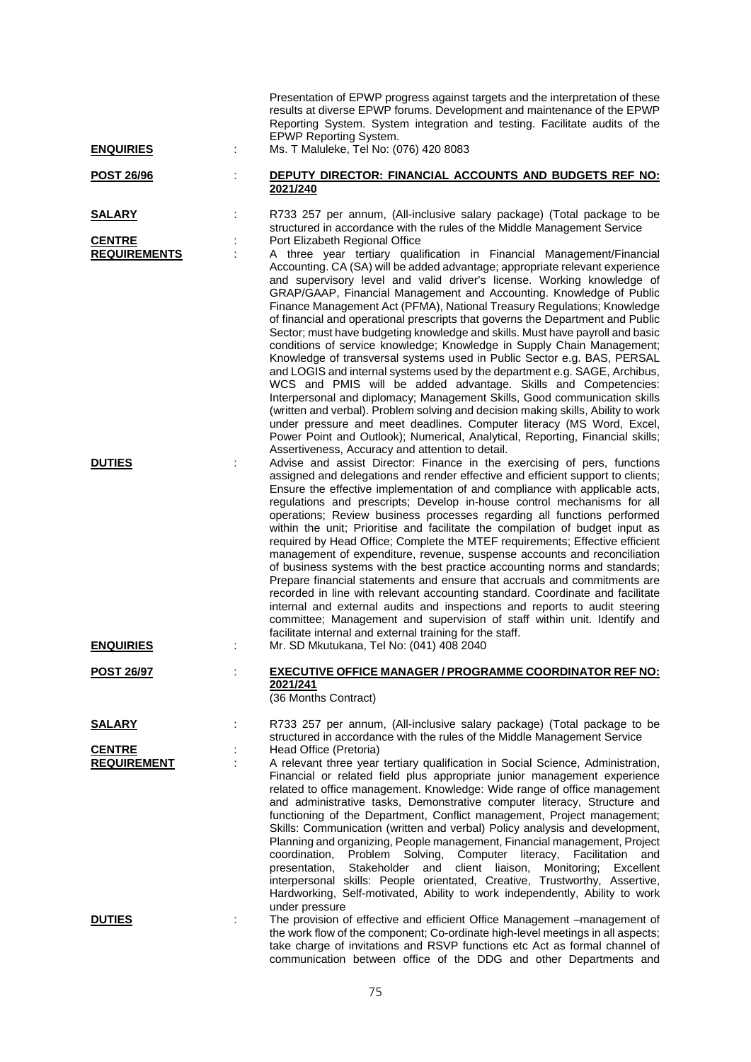Presentation of EPWP progress against targets and the interpretation of these results at diverse EPWP forums. Development and maintenance of the EPWP Reporting System. System integration and testing. Facilitate audits of the EPWP Reporting System.

**ENQUIRIES** : Ms. T Maluleke, Tel No: (076) 420 8083

**POST 26/96** : **DEPUTY DIRECTOR: FINANCIAL ACCOUNTS AND BUDGETS REF NO: 2021/240**

**SALARY** : R733 257 per annum, (All-inclusive salary package) (Total package to be structured in accordance with the rules of the Middle Management Service

**CENTRE** : Port Elizabeth Regional Office

**REQUIREMENTS** : A three year tertiary qualification in Financial Management/Financial Accounting. CA (SA) will be added advantage; appropriate relevant experience and supervisory level and valid driver's license. Working knowledge of GRAP/GAAP, Financial Management and Accounting. Knowledge of Public Finance Management Act (PFMA), National Treasury Regulations; Knowledge of financial and operational prescripts that governs the Department and Public Sector; must have budgeting knowledge and skills. Must have payroll and basic conditions of service knowledge; Knowledge in Supply Chain Management; Knowledge of transversal systems used in Public Sector e.g. BAS, PERSAL and LOGIS and internal systems used by the department e.g. SAGE, Archibus, WCS and PMIS will be added advantage. Skills and Competencies: Interpersonal and diplomacy; Management Skills, Good communication skills (written and verbal). Problem solving and decision making skills, Ability to work under pressure and meet deadlines. Computer literacy (MS Word, Excel, Power Point and Outlook); Numerical, Analytical, Reporting, Financial skills; Assertiveness, Accuracy and attention to detail.

**DUTIES** : Advise and assist Director: Finance in the exercising of pers, functions assigned and delegations and render effective and efficient support to clients; Ensure the effective implementation of and compliance with applicable acts, regulations and prescripts; Develop in-house control mechanisms for all operations; Review business processes regarding all functions performed within the unit; Prioritise and facilitate the compilation of budget input as required by Head Office; Complete the MTEF requirements; Effective efficient management of expenditure, revenue, suspense accounts and reconciliation of business systems with the best practice accounting norms and standards; Prepare financial statements and ensure that accruals and commitments are recorded in line with relevant accounting standard. Coordinate and facilitate internal and external audits and inspections and reports to audit steering committee; Management and supervision of staff within unit. Identify and facilitate internal and external training for the staff.

**ENQUIRIES** : Mr. SD Mkutukana, Tel No: (041) 408 2040

**POST 26/97** : **EXECUTIVE OFFICE MANAGER / PROGRAMME COORDINATOR REF NO: 2021/241**
(36 Months Contract)

**SALARY** : R733 257 per annum, (All-inclusive salary package) (Total package to be structured in accordance with the rules of the Middle Management Service

**CENTRE** : Head Office (Pretoria)

**REQUIREMENT** : A relevant three year tertiary qualification in Social Science, Administration, Financial or related field plus appropriate junior management experience related to office management. Knowledge: Wide range of office management and administrative tasks, Demonstrative computer literacy, Structure and functioning of the Department, Conflict management, Project management; Skills: Communication (written and verbal) Policy analysis and development, Planning and organizing, People management, Financial management, Project coordination, Problem Solving, Computer literacy, Facilitation and presentation, Stakeholder and client liaison, Monitoring; Excellent interpersonal skills: People orientated, Creative, Trustworthy, Assertive, Hardworking, Self-motivated, Ability to work independently, Ability to work under pressure

**DUTIES** : The provision of effective and efficient Office Management –management of the work flow of the component; Co-ordinate high-level meetings in all aspects; take charge of invitations and RSVP functions etc Act as formal channel of communication between office of the DDG and other Departments and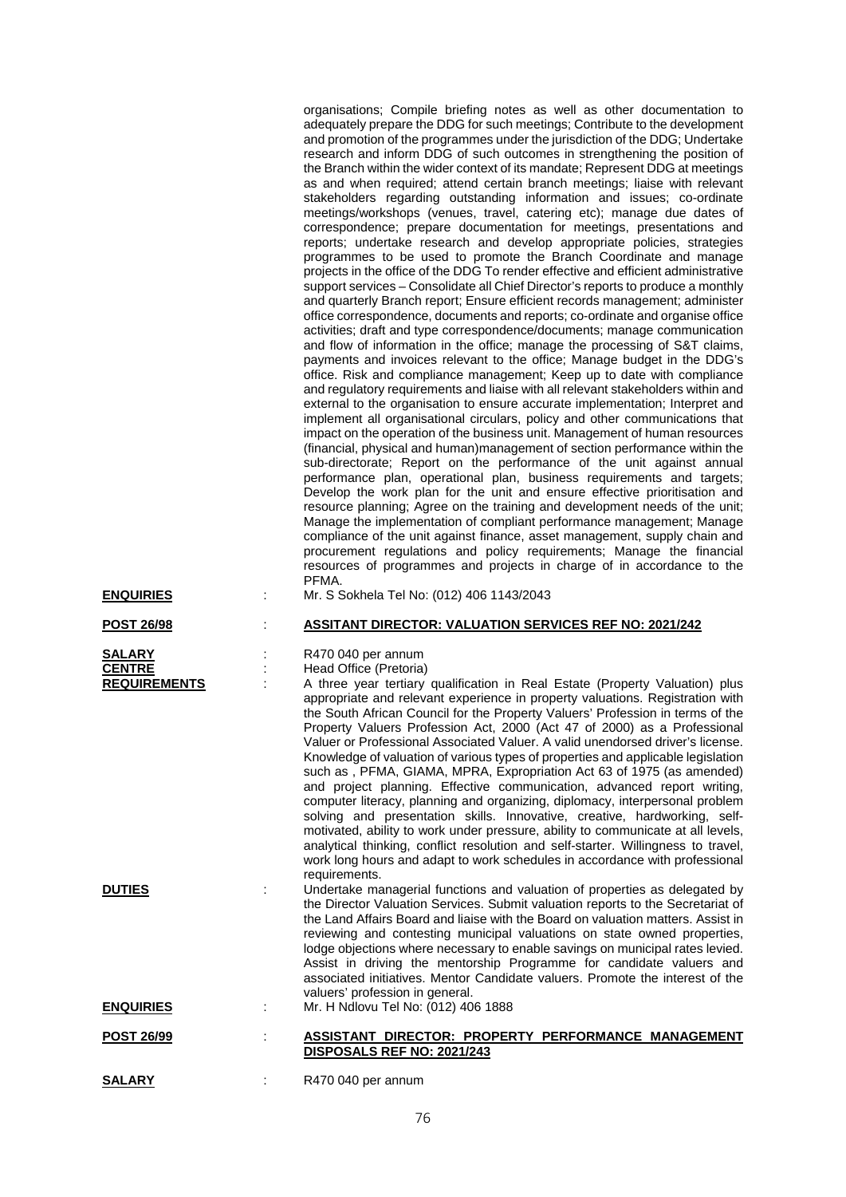organisations; Compile briefing notes as well as other documentation to adequately prepare the DDG for such meetings; Contribute to the development and promotion of the programmes under the jurisdiction of the DDG; Undertake research and inform DDG of such outcomes in strengthening the position of the Branch within the wider context of its mandate; Represent DDG at meetings as and when required; attend certain branch meetings; liaise with relevant stakeholders regarding outstanding information and issues; co-ordinate meetings/workshops (venues, travel, catering etc); manage due dates of correspondence; prepare documentation for meetings, presentations and reports; undertake research and develop appropriate policies, strategies programmes to be used to promote the Branch Coordinate and manage projects in the office of the DDG To render effective and efficient administrative support services – Consolidate all Chief Director's reports to produce a monthly and quarterly Branch report; Ensure efficient records management; administer office correspondence, documents and reports; co-ordinate and organise office activities; draft and type correspondence/documents; manage communication and flow of information in the office; manage the processing of S&T claims, payments and invoices relevant to the office; Manage budget in the DDG's office. Risk and compliance management; Keep up to date with compliance and regulatory requirements and liaise with all relevant stakeholders within and external to the organisation to ensure accurate implementation; Interpret and implement all organisational circulars, policy and other communications that impact on the operation of the business unit. Management of human resources (financial, physical and human)management of section performance within the sub-directorate; Report on the performance of the unit against annual performance plan, operational plan, business requirements and targets; Develop the work plan for the unit and ensure effective prioritisation and resource planning; Agree on the training and development needs of the unit; Manage the implementation of compliant performance management; Manage compliance of the unit against finance, asset management, supply chain and procurement regulations and policy requirements; Manage the financial resources of programmes and projects in charge of in accordance to the PFMA.

**ENQUIRIES** : Mr. S Sokhela Tel No: (012) 406 1143/2043

**POST 26/98** : **ASSITANT DIRECTOR: VALUATION SERVICES REF NO: 2021/242**

**SALARY** : R470 040 per annum

**CENTRE** : Head Office (Pretoria)

**REQUIREMENTS** : A three year tertiary qualification in Real Estate (Property Valuation) plus appropriate and relevant experience in property valuations. Registration with the South African Council for the Property Valuers' Profession in terms of the Property Valuers Profession Act, 2000 (Act 47 of 2000) as a Professional Valuer or Professional Associated Valuer. A valid unendorsed driver's license. Knowledge of valuation of various types of properties and applicable legislation such as , PFMA, GIAMA, MPRA, Expropriation Act 63 of 1975 (as amended) and project planning. Effective communication, advanced report writing, computer literacy, planning and organizing, diplomacy, interpersonal problem solving and presentation skills. Innovative, creative, hardworking, self-motivated, ability to work under pressure, ability to communicate at all levels, analytical thinking, conflict resolution and self-starter. Willingness to travel, work long hours and adapt to work schedules in accordance with professional requirements.

**DUTIES** : Undertake managerial functions and valuation of properties as delegated by the Director Valuation Services. Submit valuation reports to the Secretariat of the Land Affairs Board and liaise with the Board on valuation matters. Assist in reviewing and contesting municipal valuations on state owned properties, lodge objections where necessary to enable savings on municipal rates levied. Assist in driving the mentorship Programme for candidate valuers and associated initiatives. Mentor Candidate valuers. Promote the interest of the valuers' profession in general.

**ENQUIRIES** : Mr. H Ndlovu Tel No: (012) 406 1888

**POST 26/99** : **ASSISTANT DIRECTOR: PROPERTY PERFORMANCE MANAGEMENT DISPOSALS REF NO: 2021/243**

**SALARY** : R470 040 per annum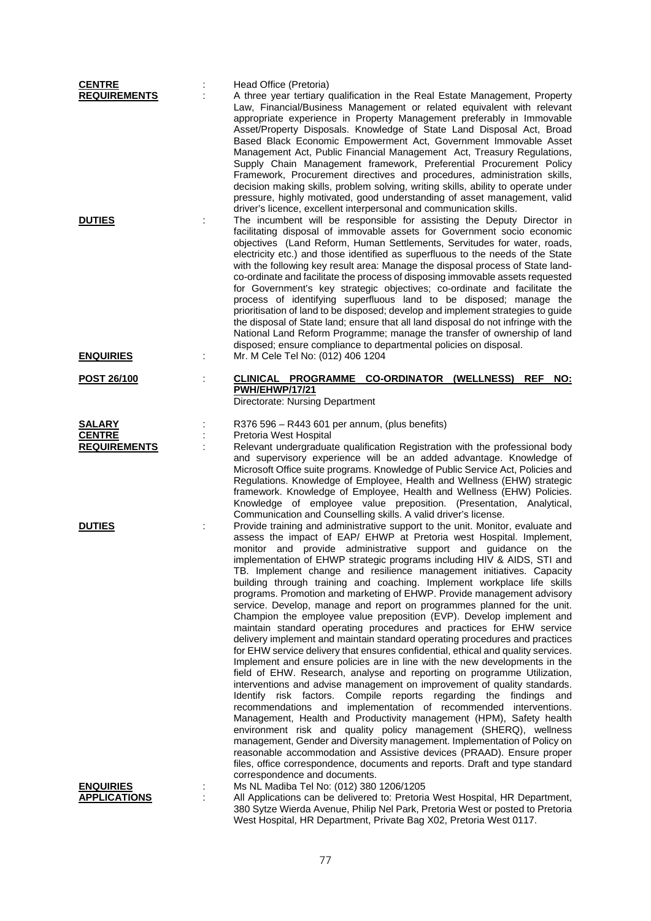**CENTRE** : Head Office (Pretoria)

**REQUIREMENTS** : A three year tertiary qualification in the Real Estate Management, Property Law, Financial/Business Management or related equivalent with relevant appropriate experience in Property Management preferably in Immovable Asset/Property Disposals. Knowledge of State Land Disposal Act, Broad Based Black Economic Empowerment Act, Government Immovable Asset Management Act, Public Financial Management Act, Treasury Regulations, Supply Chain Management framework, Preferential Procurement Policy Framework, Procurement directives and procedures, administration skills, decision making skills, problem solving, writing skills, ability to operate under pressure, highly motivated, good understanding of asset management, valid driver's licence, excellent interpersonal and communication skills.

**DUTIES** : The incumbent will be responsible for assisting the Deputy Director in facilitating disposal of immovable assets for Government socio economic objectives (Land Reform, Human Settlements, Servitudes for water, roads, electricity etc.) and those identified as superfluous to the needs of the State with the following key result area: Manage the disposal process of State land-co-ordinate and facilitate the process of disposing immovable assets requested for Government's key strategic objectives; co-ordinate and facilitate the process of identifying superfluous land to be disposed; manage the prioritisation of land to be disposed; develop and implement strategies to guide the disposal of State land; ensure that all land disposal do not infringe with the National Land Reform Programme; manage the transfer of ownership of land disposed; ensure compliance to departmental policies on disposal.

**ENQUIRIES** : Mr. M Cele Tel No: (012) 406 1204

**POST 26/100** : **CLINICAL PROGRAMME CO-ORDINATOR (WELLNESS) REF NO: PWH/EHWP/17/21**

Directorate: Nursing Department

**SALARY** : R376 596 – R443 601 per annum, (plus benefits)

**CENTRE** : Pretoria West Hospital

**REQUIREMENTS** : Relevant undergraduate qualification Registration with the professional body and supervisory experience will be an added advantage. Knowledge of Microsoft Office suite programs. Knowledge of Public Service Act, Policies and Regulations. Knowledge of Employee, Health and Wellness (EHW) strategic framework. Knowledge of Employee, Health and Wellness (EHW) Policies. Knowledge of employee value preposition. (Presentation, Analytical, Communication and Counselling skills. A valid driver's license.

**DUTIES** : Provide training and administrative support to the unit. Monitor, evaluate and assess the impact of EAP/ EHWP at Pretoria west Hospital. Implement, monitor and provide administrative support and guidance on the implementation of EHWP strategic programs including HIV & AIDS, STI and TB. Implement change and resilience management initiatives. Capacity building through training and coaching. Implement workplace life skills programs. Promotion and marketing of EHWP. Provide management advisory service. Develop, manage and report on programmes planned for the unit. Champion the employee value preposition (EVP). Develop implement and maintain standard operating procedures and practices for EHW service delivery implement and maintain standard operating procedures and practices for EHW service delivery that ensures confidential, ethical and quality services. Implement and ensure policies are in line with the new developments in the field of EHW. Research, analyse and reporting on programme Utilization, interventions and advise management on improvement of quality standards. Identify risk factors. Compile reports regarding the findings and recommendations and implementation of recommended interventions. Management, Health and Productivity management (HPM), Safety health environment risk and quality policy management (SHERQ), wellness management, Gender and Diversity management. Implementation of Policy on reasonable accommodation and Assistive devices (PRAAD). Ensure proper files, office correspondence, documents and reports. Draft and type standard correspondence and documents.

**ENQUIRIES** : Ms NL Madiba Tel No: (012) 380 1206/1205

**APPLICATIONS** : All Applications can be delivered to: Pretoria West Hospital, HR Department, 380 Sytze Wierda Avenue, Philip Nel Park, Pretoria West or posted to Pretoria West Hospital, HR Department, Private Bag X02, Pretoria West 0117.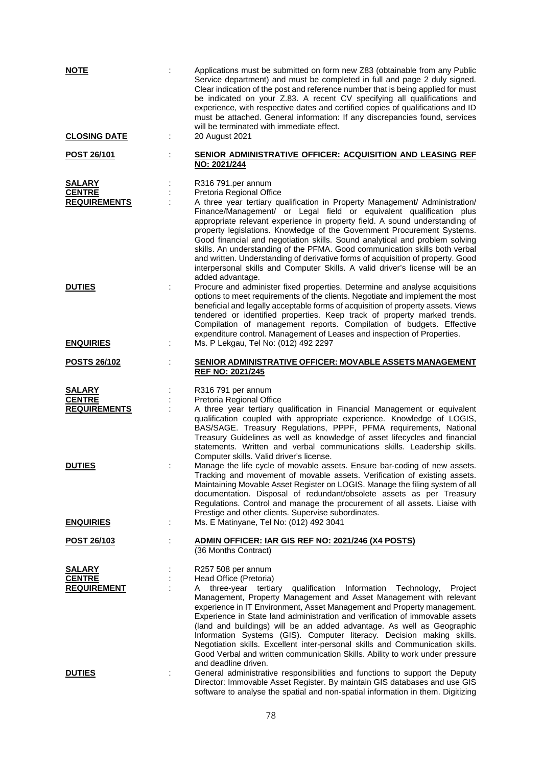**NOTE** : Applications must be submitted on form new Z83 (obtainable from any Public Service department) and must be completed in full and page 2 duly signed. Clear indication of the post and reference number that is being applied for must be indicated on your Z.83. A recent CV specifying all qualifications and experience, with respective dates and certified copies of qualifications and ID must be attached. General information: If any discrepancies found, services will be terminated with immediate effect.

**CLOSING DATE** : 20 August 2021

**POST 26/101** : **SENIOR ADMINISTRATIVE OFFICER: ACQUISITION AND LEASING REF NO: 2021/244**

**SALARY** : R316 791.per annum

**CENTRE** : Pretoria Regional Office

**REQUIREMENTS** : A three year tertiary qualification in Property Management/ Administration/ Finance/Management/ or Legal field or equivalent qualification plus appropriate relevant experience in property field. A sound understanding of property legislations. Knowledge of the Government Procurement Systems. Good financial and negotiation skills. Sound analytical and problem solving skills. An understanding of the PFMA. Good communication skills both verbal and written. Understanding of derivative forms of acquisition of property. Good interpersonal skills and Computer Skills. A valid driver's license will be an added advantage.

**DUTIES** : Procure and administer fixed properties. Determine and analyse acquisitions options to meet requirements of the clients. Negotiate and implement the most beneficial and legally acceptable forms of acquisition of property assets. Views tendered or identified properties. Keep track of property marked trends. Compilation of management reports. Compilation of budgets. Effective expenditure control. Management of Leases and inspection of Properties.

**ENQUIRIES** : Ms. P Lekgau, Tel No: (012) 492 2297

**POSTS 26/102** : **SENIOR ADMINISTRATIVE OFFICER: MOVABLE ASSETS MANAGEMENT REF NO: 2021/245**

**SALARY** : R316 791 per annum

**CENTRE** : Pretoria Regional Office

**REQUIREMENTS** : A three year tertiary qualification in Financial Management or equivalent qualification coupled with appropriate experience. Knowledge of LOGIS, BAS/SAGE. Treasury Regulations, PPPF, PFMA requirements, National Treasury Guidelines as well as knowledge of asset lifecycles and financial statements. Written and verbal communications skills. Leadership skills. Computer skills. Valid driver's license.

**DUTIES** : Manage the life cycle of movable assets. Ensure bar-coding of new assets. Tracking and movement of movable assets. Verification of existing assets. Maintaining Movable Asset Register on LOGIS. Manage the filing system of all documentation. Disposal of redundant/obsolete assets as per Treasury Regulations. Control and manage the procurement of all assets. Liaise with Prestige and other clients. Supervise subordinates.

**ENQUIRIES** : Ms. E Matinyane, Tel No: (012) 492 3041

**POST 26/103** : **ADMIN OFFICER: IAR GIS REF NO: 2021/246 (X4 POSTS)**
(36 Months Contract)

**SALARY** : R257 508 per annum

**CENTRE** : Head Office (Pretoria)

**REQUIREMENT** : A three-year tertiary qualification Information Technology, Project Management, Property Management and Asset Management with relevant experience in IT Environment, Asset Management and Property management. Experience in State land administration and verification of immovable assets (land and buildings) will be an added advantage. As well as Geographic Information Systems (GIS). Computer literacy. Decision making skills. Negotiation skills. Excellent inter-personal skills and Communication skills. Good Verbal and written communication Skills. Ability to work under pressure and deadline driven.

**DUTIES** : General administrative responsibilities and functions to support the Deputy Director: Immovable Asset Register. By maintain GIS databases and use GIS software to analyse the spatial and non-spatial information in them. Digitizing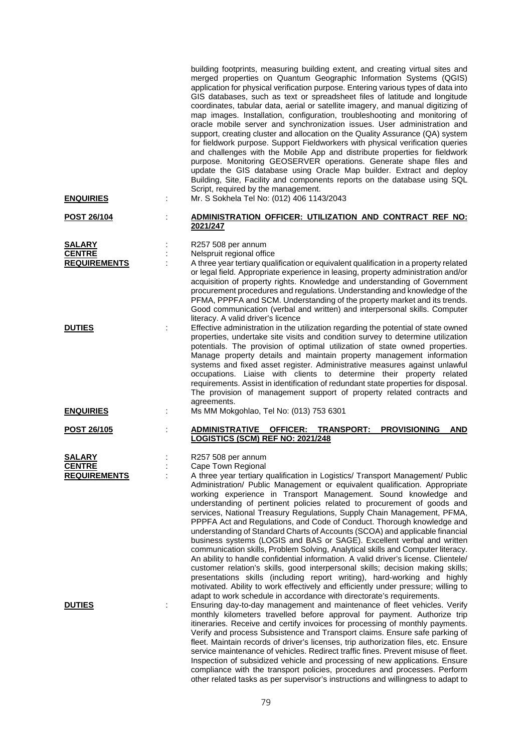building footprints, measuring building extent, and creating virtual sites and merged properties on Quantum Geographic Information Systems (QGIS) application for physical verification purpose. Entering various types of data into GIS databases, such as text or spreadsheet files of latitude and longitude coordinates, tabular data, aerial or satellite imagery, and manual digitizing of map images. Installation, configuration, troubleshooting and monitoring of oracle mobile server and synchronization issues. User administration and support, creating cluster and allocation on the Quality Assurance (QA) system for fieldwork purpose. Support Fieldworkers with physical verification queries and challenges with the Mobile App and distribute properties for fieldwork purpose. Monitoring GEOSERVER operations. Generate shape files and update the GIS database using Oracle Map builder. Extract and deploy Building, Site, Facility and components reports on the database using SQL Script, required by the management.

**ENQUIRIES** : Mr. S Sokhela Tel No: (012) 406 1143/2043

**POST 26/104** : **ADMINISTRATION OFFICER: UTILIZATION AND CONTRACT REF NO: 2021/247**

**SALARY** : R257 508 per annum

**CENTRE** : Nelspruit regional office

**REQUIREMENTS** : A three year tertiary qualification or equivalent qualification in a property related or legal field. Appropriate experience in leasing, property administration and/or acquisition of property rights. Knowledge and understanding of Government procurement procedures and regulations. Understanding and knowledge of the PFMA, PPPFA and SCM. Understanding of the property market and its trends. Good communication (verbal and written) and interpersonal skills. Computer literacy. A valid driver's licence

**DUTIES** : Effective administration in the utilization regarding the potential of state owned properties, undertake site visits and condition survey to determine utilization potentials. The provision of optimal utilization of state owned properties. Manage property details and maintain property management information systems and fixed asset register. Administrative measures against unlawful occupations. Liaise with clients to determine their property related requirements. Assist in identification of redundant state properties for disposal. The provision of management support of property related contracts and agreements.

**ENQUIRIES** : Ms MM Mokgohlao, Tel No: (013) 753 6301

**POST 26/105** : **ADMINISTRATIVE OFFICER: TRANSPORT: PROVISIONING AND LOGISTICS (SCM) REF NO: 2021/248**

**SALARY** : R257 508 per annum

**CENTRE** : Cape Town Regional

**REQUIREMENTS** : A three year tertiary qualification in Logistics/ Transport Management/ Public Administration/ Public Management or equivalent qualification. Appropriate working experience in Transport Management. Sound knowledge and understanding of pertinent policies related to procurement of goods and services, National Treasury Regulations, Supply Chain Management, PFMA, PPPFA Act and Regulations, and Code of Conduct. Thorough knowledge and understanding of Standard Charts of Accounts (SCOA) and applicable financial business systems (LOGIS and BAS or SAGE). Excellent verbal and written communication skills, Problem Solving, Analytical skills and Computer literacy. An ability to handle confidential information. A valid driver's license. Clientele/ customer relation's skills, good interpersonal skills; decision making skills; presentations skills (including report writing), hard-working and highly motivated. Ability to work effectively and efficiently under pressure; willing to adapt to work schedule in accordance with directorate's requirements.

**DUTIES** : Ensuring day-to-day management and maintenance of fleet vehicles. Verify monthly kilometers travelled before approval for payment. Authorize trip itineraries. Receive and certify invoices for processing of monthly payments. Verify and process Subsistence and Transport claims. Ensure safe parking of fleet. Maintain records of driver's licenses, trip authorization files, etc. Ensure service maintenance of vehicles. Redirect traffic fines. Prevent misuse of fleet. Inspection of subsidized vehicle and processing of new applications. Ensure compliance with the transport policies, procedures and processes. Perform other related tasks as per supervisor's instructions and willingness to adapt to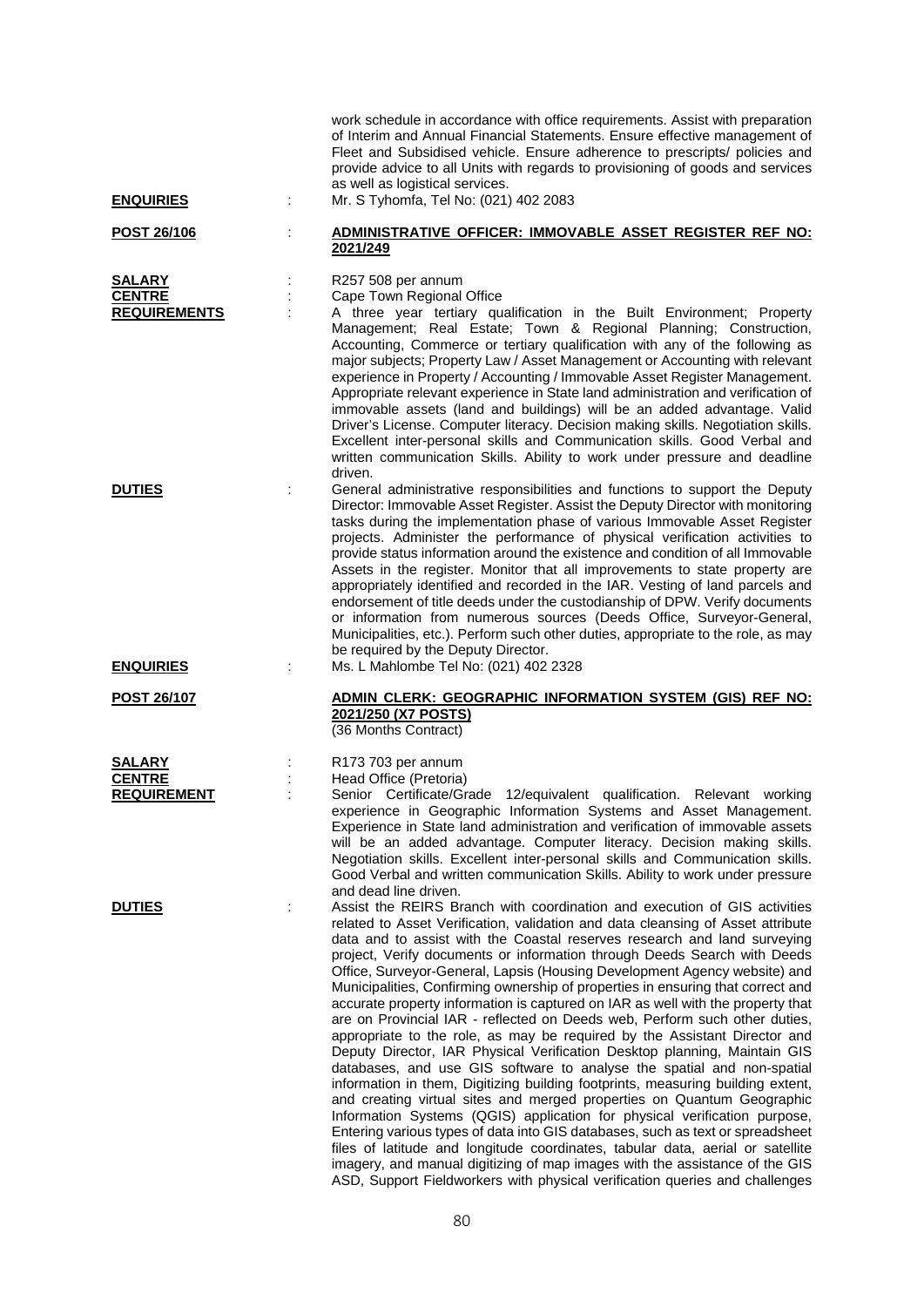work schedule in accordance with office requirements. Assist with preparation of Interim and Annual Financial Statements. Ensure effective management of Fleet and Subsidised vehicle. Ensure adherence to prescripts/ policies and provide advice to all Units with regards to provisioning of goods and services as well as logistical services.

**ENQUIRIES** : Mr. S Tyhomfa, Tel No: (021) 402 2083

**POST 26/106** : **ADMINISTRATIVE OFFICER: IMMOVABLE ASSET REGISTER REF NO: 2021/249**

**SALARY** : R257 508 per annum

**CENTRE** : Cape Town Regional Office

**REQUIREMENTS** : A three year tertiary qualification in the Built Environment; Property Management; Real Estate; Town & Regional Planning; Construction, Accounting, Commerce or tertiary qualification with any of the following as major subjects; Property Law / Asset Management or Accounting with relevant experience in Property / Accounting / Immovable Asset Register Management. Appropriate relevant experience in State land administration and verification of immovable assets (land and buildings) will be an added advantage. Valid Driver's License. Computer literacy. Decision making skills. Negotiation skills. Excellent inter-personal skills and Communication skills. Good Verbal and written communication Skills. Ability to work under pressure and deadline driven.

**DUTIES** : General administrative responsibilities and functions to support the Deputy Director: Immovable Asset Register. Assist the Deputy Director with monitoring tasks during the implementation phase of various Immovable Asset Register projects. Administer the performance of physical verification activities to provide status information around the existence and condition of all Immovable Assets in the register. Monitor that all improvements to state property are appropriately identified and recorded in the IAR. Vesting of land parcels and endorsement of title deeds under the custodianship of DPW. Verify documents or information from numerous sources (Deeds Office, Surveyor-General, Municipalities, etc.). Perform such other duties, appropriate to the role, as may be required by the Deputy Director.

**ENQUIRIES** : Ms. L Mahlombe Tel No: (021) 402 2328

**POST 26/107** : **ADMIN CLERK: GEOGRAPHIC INFORMATION SYSTEM (GIS) REF NO: 2021/250 (X7 POSTS)**
(36 Months Contract)

**SALARY** : R173 703 per annum

**CENTRE** : Head Office (Pretoria)

**REQUIREMENT** : Senior Certificate/Grade 12/equivalent qualification. Relevant working experience in Geographic Information Systems and Asset Management. Experience in State land administration and verification of immovable assets will be an added advantage. Computer literacy. Decision making skills. Negotiation skills. Excellent inter-personal skills and Communication skills. Good Verbal and written communication Skills. Ability to work under pressure and dead line driven.

**DUTIES** : Assist the REIRS Branch with coordination and execution of GIS activities related to Asset Verification, validation and data cleansing of Asset attribute data and to assist with the Coastal reserves research and land surveying project, Verify documents or information through Deeds Search with Deeds Office, Surveyor-General, Lapsis (Housing Development Agency website) and Municipalities, Confirming ownership of properties in ensuring that correct and accurate property information is captured on IAR as well with the property that are on Provincial IAR - reflected on Deeds web, Perform such other duties, appropriate to the role, as may be required by the Assistant Director and Deputy Director, IAR Physical Verification Desktop planning, Maintain GIS databases, and use GIS software to analyse the spatial and non-spatial information in them, Digitizing building footprints, measuring building extent, and creating virtual sites and merged properties on Quantum Geographic Information Systems (QGIS) application for physical verification purpose, Entering various types of data into GIS databases, such as text or spreadsheet files of latitude and longitude coordinates, tabular data, aerial or satellite imagery, and manual digitizing of map images with the assistance of the GIS ASD, Support Fieldworkers with physical verification queries and challenges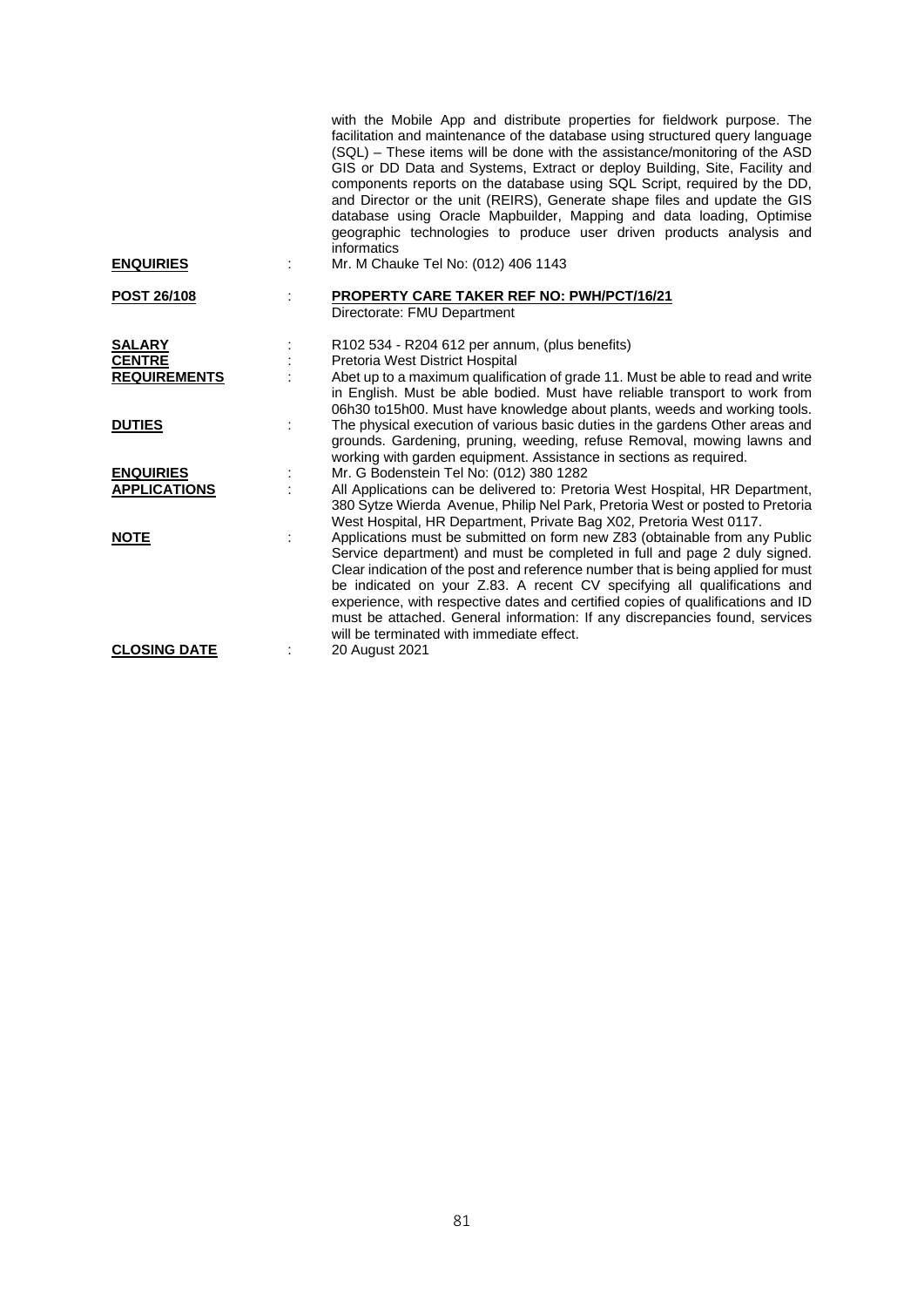with the Mobile App and distribute properties for fieldwork purpose. The facilitation and maintenance of the database using structured query language (SQL) – These items will be done with the assistance/monitoring of the ASD GIS or DD Data and Systems, Extract or deploy Building, Site, Facility and components reports on the database using SQL Script, required by the DD, and Director or the unit (REIRS), Generate shape files and update the GIS database using Oracle Mapbuilder, Mapping and data loading, Optimise geographic technologies to produce user driven products analysis and informatics

**ENQUIRIES** : Mr. M Chauke Tel No: (012) 406 1143

**POST 26/108** : **PROPERTY CARE TAKER REF NO: PWH/PCT/16/21**
Directorate: FMU Department

**SALARY** : R102 534 - R204 612 per annum, (plus benefits)

**CENTRE** : Pretoria West District Hospital

**REQUIREMENTS** : Abet up to a maximum qualification of grade 11. Must be able to read and write in English. Must be able bodied. Must have reliable transport to work from 06h30 to15h00. Must have knowledge about plants, weeds and working tools.

**DUTIES** : The physical execution of various basic duties in the gardens Other areas and grounds. Gardening, pruning, weeding, refuse Removal, mowing lawns and working with garden equipment. Assistance in sections as required.

**ENQUIRIES** : Mr. G Bodenstein Tel No: (012) 380 1282

**APPLICATIONS** : All Applications can be delivered to: Pretoria West Hospital, HR Department, 380 Sytze Wierda Avenue, Philip Nel Park, Pretoria West or posted to Pretoria West Hospital, HR Department, Private Bag X02, Pretoria West 0117.

**NOTE** : Applications must be submitted on form new Z83 (obtainable from any Public Service department) and must be completed in full and page 2 duly signed. Clear indication of the post and reference number that is being applied for must be indicated on your Z.83. A recent CV specifying all qualifications and experience, with respective dates and certified copies of qualifications and ID must be attached. General information: If any discrepancies found, services will be terminated with immediate effect.

**CLOSING DATE** : 20 August 2021